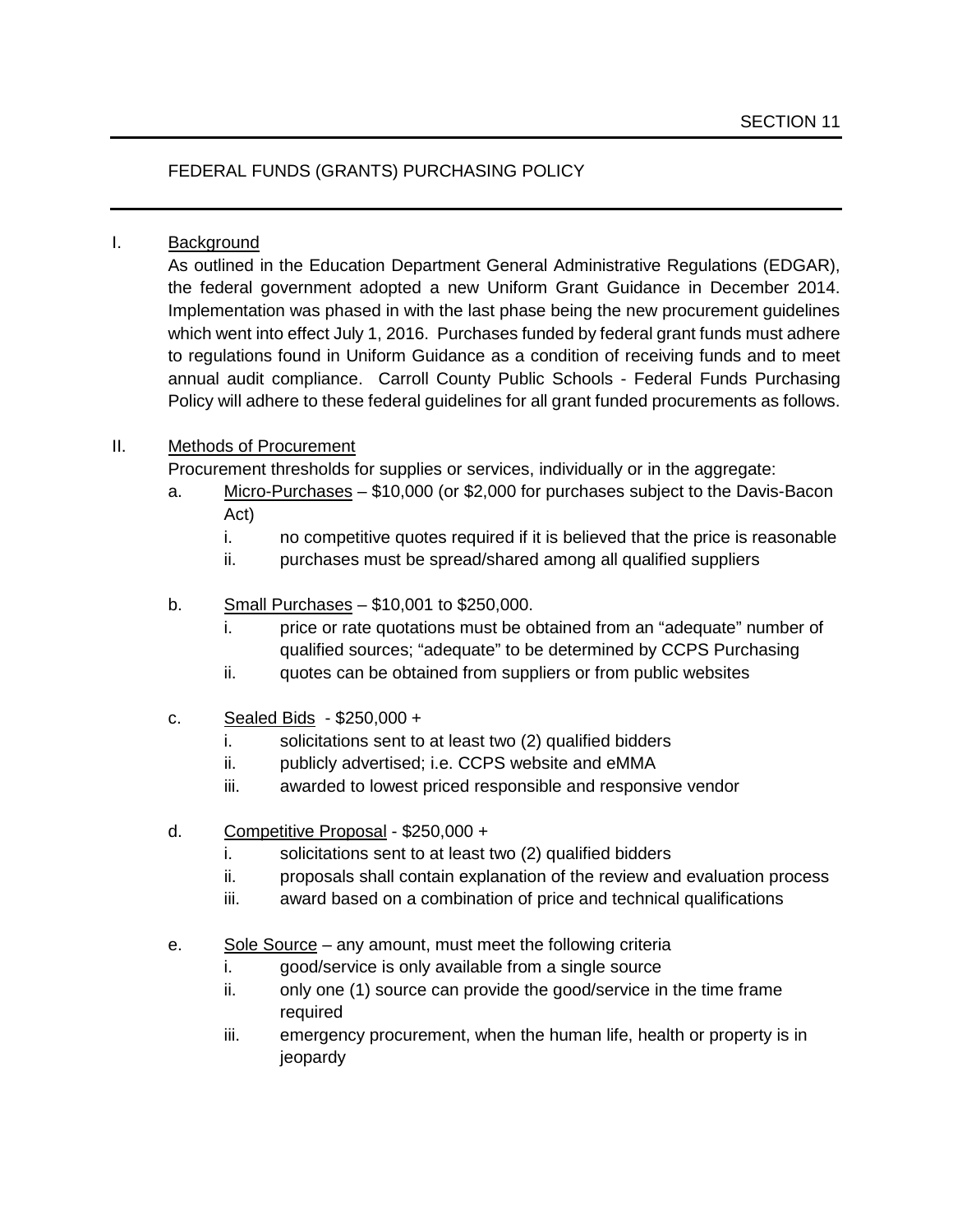SECTION 11

# FEDERAL FUNDS (GRANTS) PURCHASING POLICY

I. Background

As outlined in the Education Department General Administrative Regulations (EDGAR), the federal government adopted a new Uniform Grant Guidance in December 2014. Implementation was phased in with the last phase being the new procurement guidelines which went into effect July 1, 2016. Purchases funded by federal grant funds must adhere to regulations found in Uniform Guidance as a condition of receiving funds and to meet annual audit compliance. Carroll County Public Schools - Federal Funds Purchasing Policy will adhere to these federal guidelines for all grant funded procurements as follows.

II. Methods of Procurement

Procurement thresholds for supplies or services, individually or in the aggregate:

a. Micro-Purchases – $10,000 (or $2,000 for purchases subject to the Davis-Bacon Act)
   i. no competitive quotes required if it is believed that the price is reasonable
   ii. purchases must be spread/shared among all qualified suppliers

b. Small Purchases – $10,001 to $250,000.
   i. price or rate quotations must be obtained from an "adequate" number of qualified sources; "adequate" to be determined by CCPS Purchasing
   ii. quotes can be obtained from suppliers or from public websites

c. Sealed Bids - $250,000 +
   i. solicitations sent to at least two (2) qualified bidders
   ii. publicly advertised; i.e. CCPS website and eMMA
   iii. awarded to lowest priced responsible and responsive vendor

d. Competitive Proposal - $250,000 +
   i. solicitations sent to at least two (2) qualified bidders
   ii. proposals shall contain explanation of the review and evaluation process
   iii. award based on a combination of price and technical qualifications

e. Sole Source – any amount, must meet the following criteria
   i. good/service is only available from a single source
   ii. only one (1) source can provide the good/service in the time frame required
   iii. emergency procurement, when the human life, health or property is in jeopardy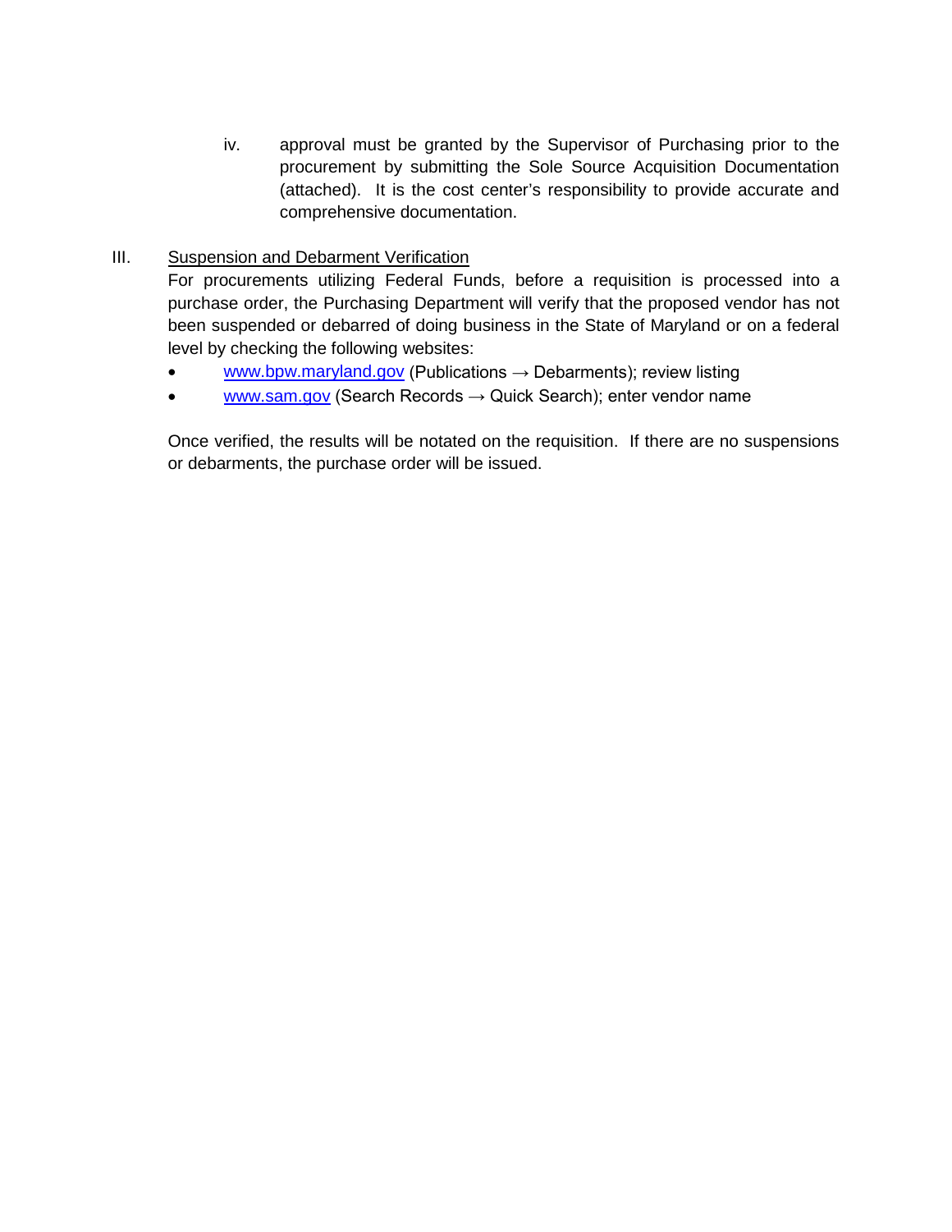iv. approval must be granted by the Supervisor of Purchasing prior to the procurement by submitting the Sole Source Acquisition Documentation (attached). It is the cost center's responsibility to provide accurate and comprehensive documentation.

III. <u>Suspension and Debarment Verification</u>

For procurements utilizing Federal Funds, before a requisition is processed into a purchase order, the Purchasing Department will verify that the proposed vendor has not been suspended or debarred of doing business in the State of Maryland or on a federal level by checking the following websites:

- [www.bpw.maryland.gov](http://www.bpw.maryland.gov) (Publications → Debarments); review listing
- [www.sam.gov](http://www.sam.gov) (Search Records → Quick Search); enter vendor name

Once verified, the results will be notated on the requisition. If there are no suspensions or debarments, the purchase order will be issued.